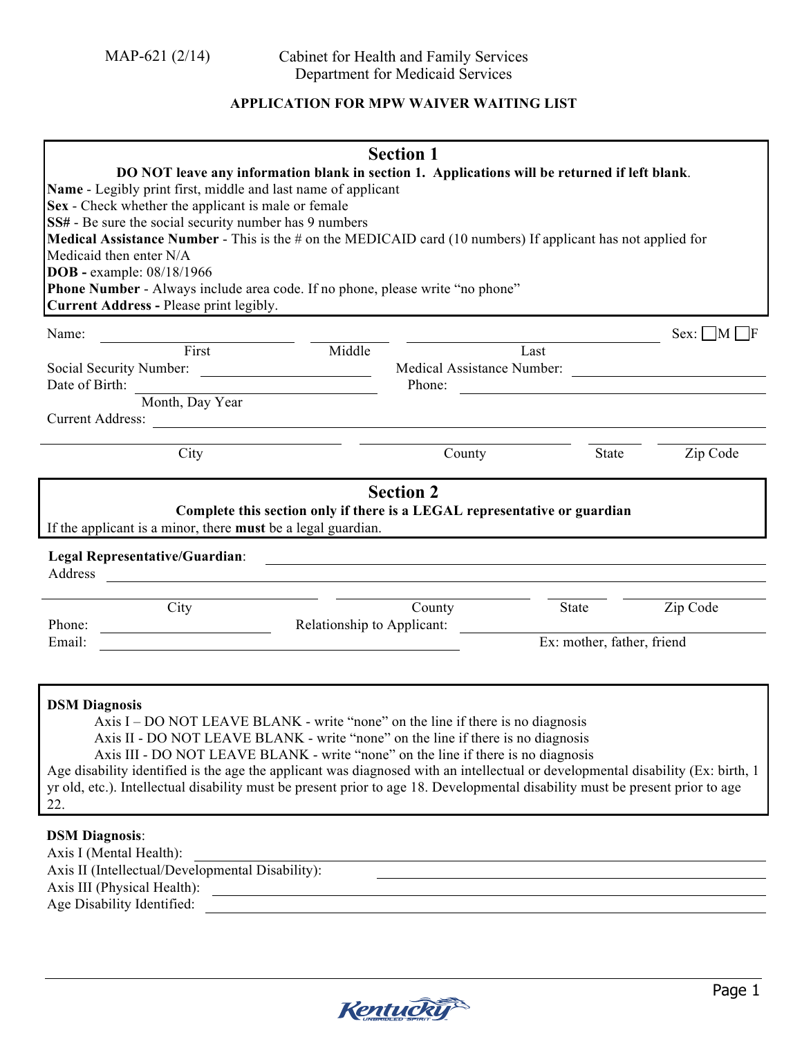MAP-621 (2/14)

Cabinet for Health and Family Services
Department for Medicaid Services

# APPLICATION FOR MPW WAIVER WAITING LIST

## Section 1

**DO NOT leave any information blank in section 1. Applications will be returned if left blank.**

**Name** - Legibly print first, middle and last name of applicant
**Sex** - Check whether the applicant is male or female
**SS#** - Be sure the social security number has 9 numbers
**Medical Assistance Number** - This is the # on the MEDICAID card (10 numbers) If applicant has not applied for Medicaid then enter N/A
**DOB -** example: 08/18/1966
**Phone Number** - Always include area code. If no phone, please write "no phone"
**Current Address -** Please print legibly.

Name: ____________________ ____________ ____________________ Sex: ☐M ☐F
First Middle Last

Social Security Number: ____________________ Medical Assistance Number: ____________________

Date of Birth: ____________________ Phone: ____________________
Month, Day Year

Current Address: ________________________________________

____________________ ____________________ __________ __________
City County State Zip Code

## Section 2

**Complete this section only if there is a LEGAL representative or guardian**

If the applicant is a minor, there **must** be a legal guardian.

**Legal Representative/Guardian**: ________________________________________

Address ________________________________________

____________________ ____________________ __________ __________
City County State Zip Code

Phone: ____________________ Relationship to Applicant: ____________________
Ex: mother, father, friend

Email: ________________________________________

**DSM Diagnosis**

Axis I – DO NOT LEAVE BLANK - write "none" on the line if there is no diagnosis
Axis II - DO NOT LEAVE BLANK - write "none" on the line if there is no diagnosis
Axis III - DO NOT LEAVE BLANK - write "none" on the line if there is no diagnosis

Age disability identified is the age the applicant was diagnosed with an intellectual or developmental disability (Ex: birth, 1 yr old, etc.). Intellectual disability must be present prior to age 18. Developmental disability must be present prior to age 22.

**DSM Diagnosis**:

Axis I (Mental Health): ________________________________________

Axis II (Intellectual/Developmental Disability): ________________________________________

Axis III (Physical Health): ________________________________________

Age Disability Identified: ________________________________________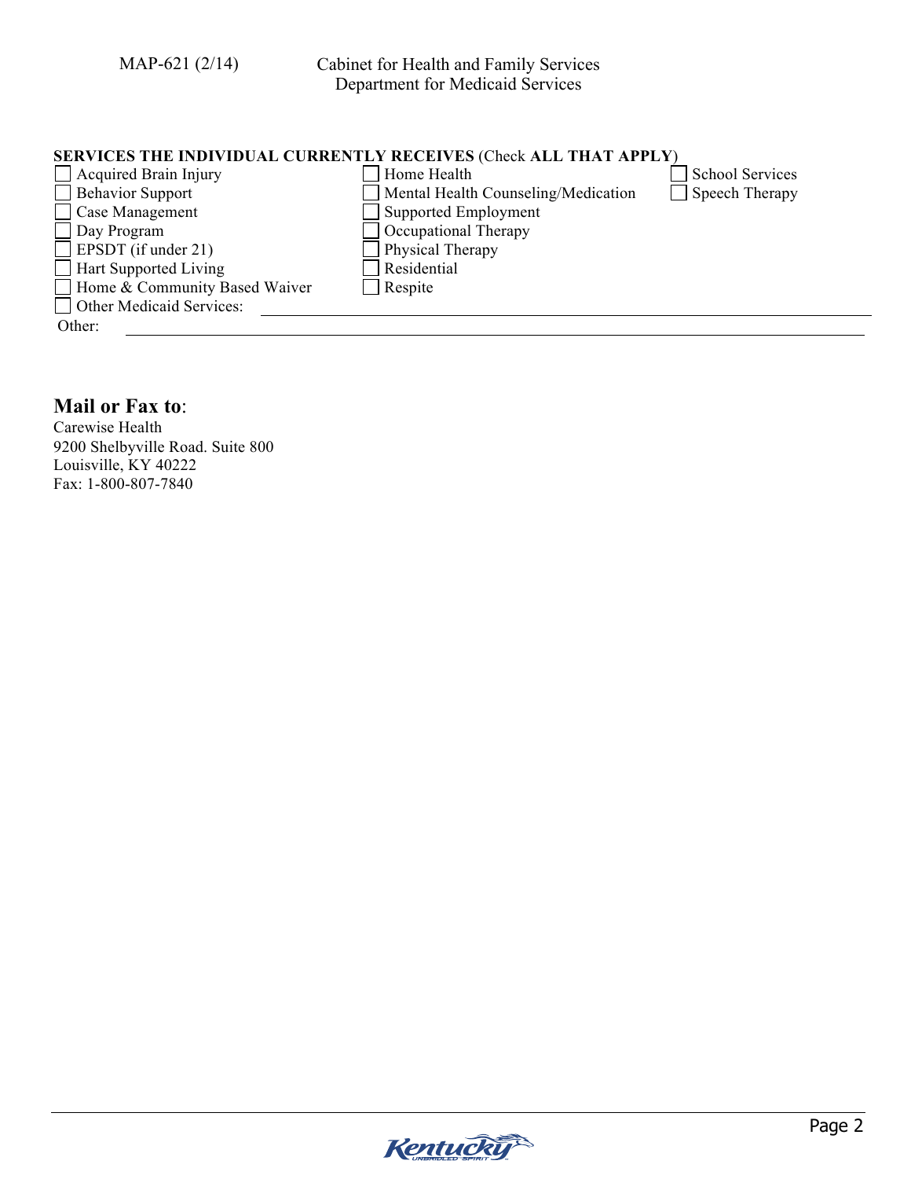MAP-621 (2/14) Cabinet for Health and Family Services
Department for Medicaid Services

**SERVICES THE INDIVIDUAL CURRENTLY RECEIVES** (Check **ALL THAT APPLY**)

- [ ] Acquired Brain Injury
- [ ] Behavior Support
- [ ] Case Management
- [ ] Day Program
- [ ] EPSDT (if under 21)
- [ ] Hart Supported Living
- [ ] Home & Community Based Waiver
- [ ] Home Health
- [ ] Mental Health Counseling/Medication
- [ ] Supported Employment
- [ ] Occupational Therapy
- [ ] Physical Therapy
- [ ] Residential
- [ ] Respite
- [ ] School Services
- [ ] Speech Therapy
- [ ] Other Medicaid Services: ______________________________

Other: ______________________________

## Mail or Fax to:

Carewise Health
9200 Shelbyville Road. Suite 800
Louisville, KY 40222
Fax: 1-800-807-7840